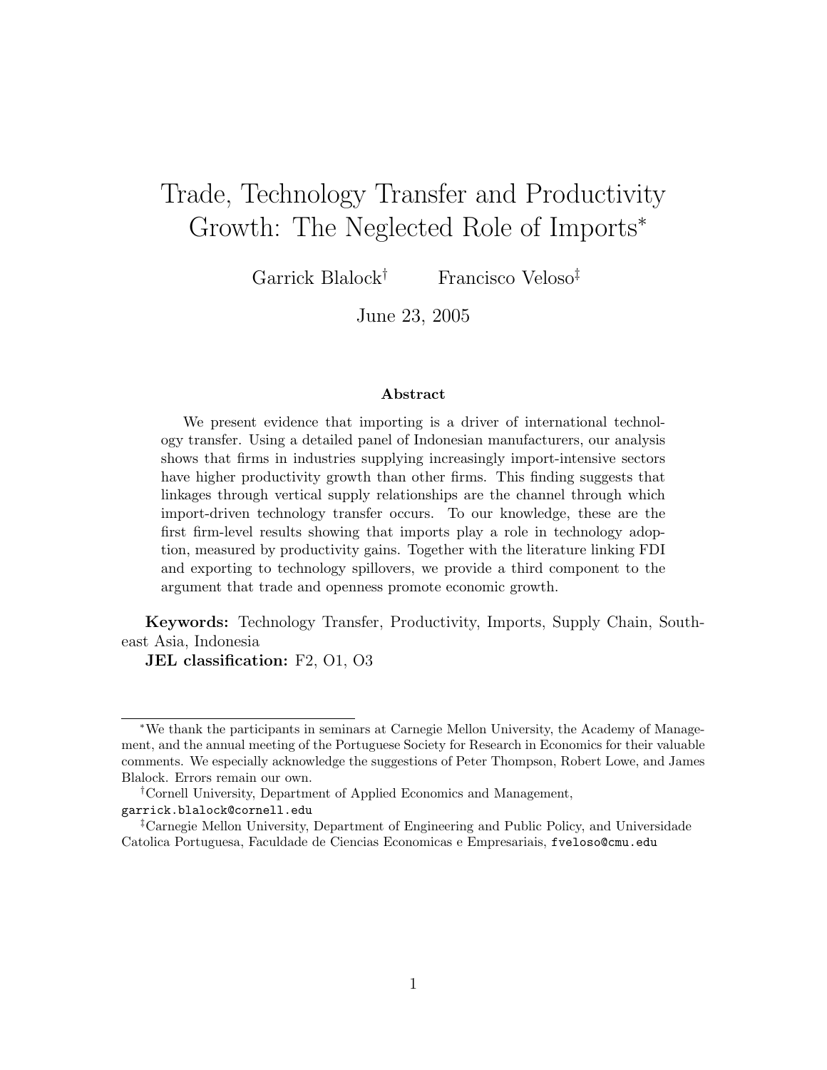# Trade, Technology Transfer and Productivity Growth: The Neglected Role of Imports[*]

Garrick Blalock[†] Francisco Veloso[‡]

June 23, 2005

### Abstract

We present evidence that importing is a driver of international technology transfer. Using a detailed panel of Indonesian manufacturers, our analysis shows that firms in industries supplying increasingly import-intensive sectors have higher productivity growth than other firms. This finding suggests that linkages through vertical supply relationships are the channel through which import-driven technology transfer occurs. To our knowledge, these are the first firm-level results showing that imports play a role in technology adoption, measured by productivity gains. Together with the literature linking FDI and exporting to technology spillovers, we provide a third component to the argument that trade and openness promote economic growth.

**Keywords:** Technology Transfer, Productivity, Imports, Supply Chain, Southeast Asia, Indonesia

**JEL classification:** F2, O1, O3

---

[*] We thank the participants in seminars at Carnegie Mellon University, the Academy of Management, and the annual meeting of the Portuguese Society for Research in Economics for their valuable comments. We especially acknowledge the suggestions of Peter Thompson, Robert Lowe, and James Blalock. Errors remain our own.

[†] Cornell University, Department of Applied Economics and Management, `garrick.blalock@cornell.edu`

[‡] Carnegie Mellon University, Department of Engineering and Public Policy, and Universidade Catolica Portuguesa, Faculdade de Ciencias Economicas e Empresariais, `fveloso@cmu.edu`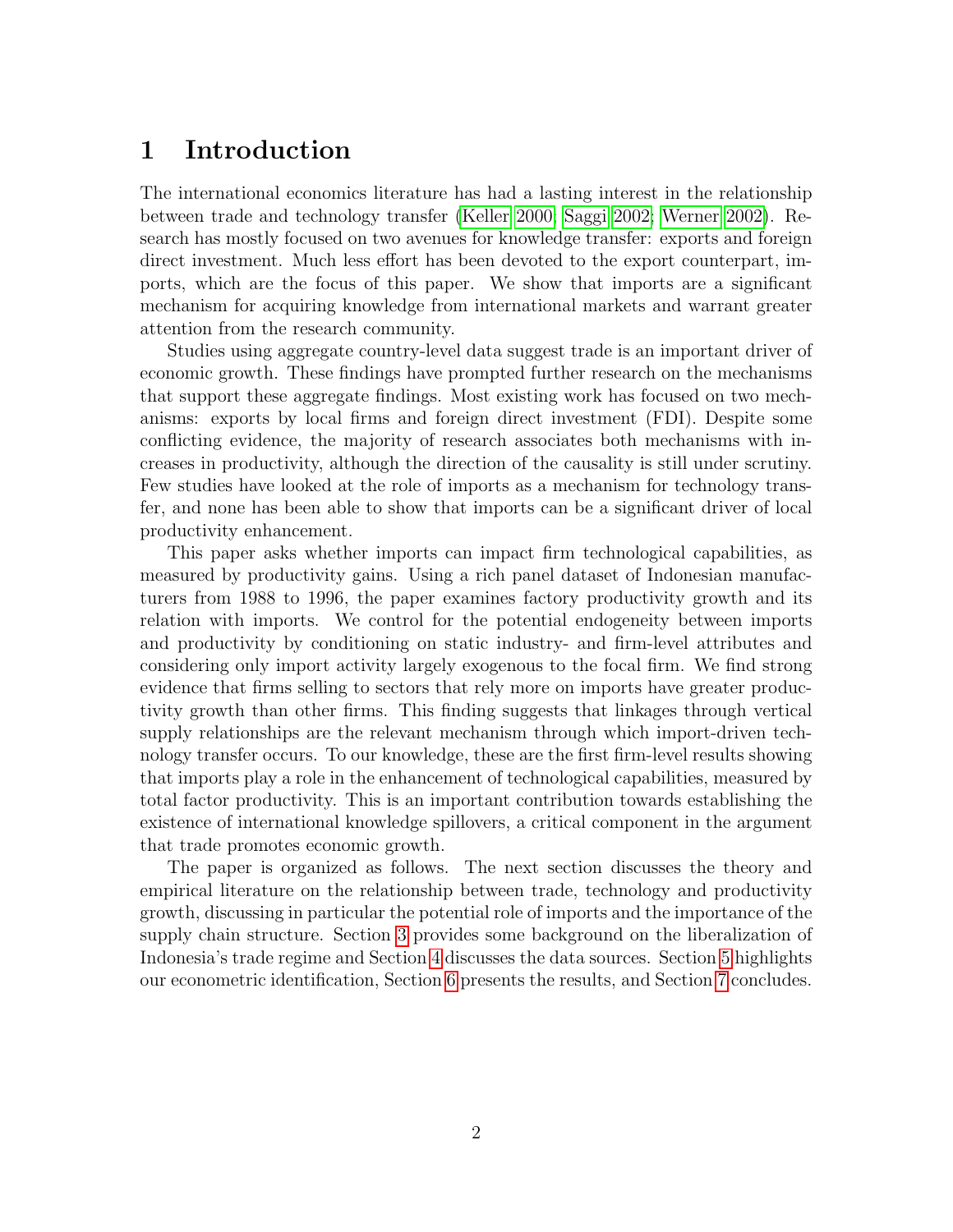# 1 Introduction

The international economics literature has had a lasting interest in the relationship between trade and technology transfer (Keller 2000; Saggi 2002; Werner 2002). Research has mostly focused on two avenues for knowledge transfer: exports and foreign direct investment. Much less effort has been devoted to the export counterpart, imports, which are the focus of this paper. We show that imports are a significant mechanism for acquiring knowledge from international markets and warrant greater attention from the research community.

Studies using aggregate country-level data suggest trade is an important driver of economic growth. These findings have prompted further research on the mechanisms that support these aggregate findings. Most existing work has focused on two mechanisms: exports by local firms and foreign direct investment (FDI). Despite some conflicting evidence, the majority of research associates both mechanisms with increases in productivity, although the direction of the causality is still under scrutiny. Few studies have looked at the role of imports as a mechanism for technology transfer, and none has been able to show that imports can be a significant driver of local productivity enhancement.

This paper asks whether imports can impact firm technological capabilities, as measured by productivity gains. Using a rich panel dataset of Indonesian manufacturers from 1988 to 1996, the paper examines factory productivity growth and its relation with imports. We control for the potential endogeneity between imports and productivity by conditioning on static industry- and firm-level attributes and considering only import activity largely exogenous to the focal firm. We find strong evidence that firms selling to sectors that rely more on imports have greater productivity growth than other firms. This finding suggests that linkages through vertical supply relationships are the relevant mechanism through which import-driven technology transfer occurs. To our knowledge, these are the first firm-level results showing that imports play a role in the enhancement of technological capabilities, measured by total factor productivity. This is an important contribution towards establishing the existence of international knowledge spillovers, a critical component in the argument that trade promotes economic growth.

The paper is organized as follows. The next section discusses the theory and empirical literature on the relationship between trade, technology and productivity growth, discussing in particular the potential role of imports and the importance of the supply chain structure. Section 3 provides some background on the liberalization of Indonesia's trade regime and Section 4 discusses the data sources. Section 5 highlights our econometric identification, Section 6 presents the results, and Section 7 concludes.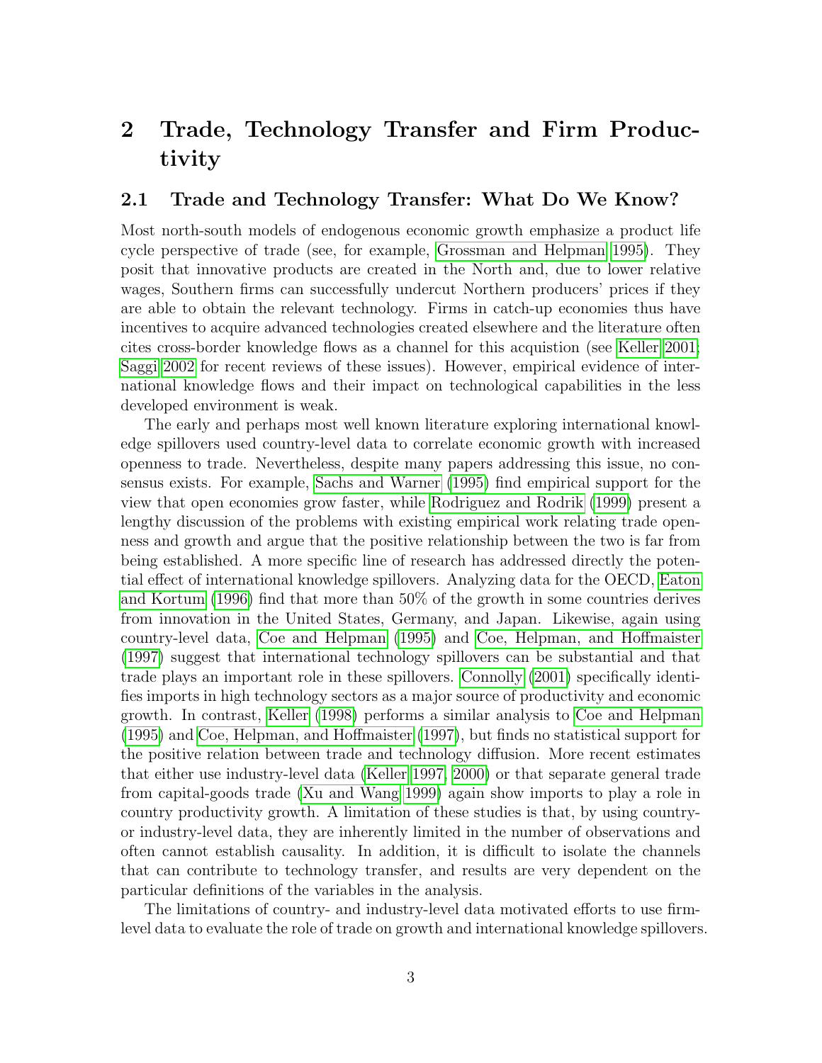# 2 Trade, Technology Transfer and Firm Productivity

## 2.1 Trade and Technology Transfer: What Do We Know?

Most north-south models of endogenous economic growth emphasize a product life cycle perspective of trade (see, for example, Grossman and Helpman 1995). They posit that innovative products are created in the North and, due to lower relative wages, Southern firms can successfully undercut Northern producers' prices if they are able to obtain the relevant technology. Firms in catch-up economies thus have incentives to acquire advanced technologies created elsewhere and the literature often cites cross-border knowledge flows as a channel for this acquistion (see Keller 2001; Saggi 2002 for recent reviews of these issues). However, empirical evidence of international knowledge flows and their impact on technological capabilities in the less developed environment is weak.

The early and perhaps most well known literature exploring international knowledge spillovers used country-level data to correlate economic growth with increased openness to trade. Nevertheless, despite many papers addressing this issue, no consensus exists. For example, Sachs and Warner (1995) find empirical support for the view that open economies grow faster, while Rodriguez and Rodrik (1999) present a lengthy discussion of the problems with existing empirical work relating trade openness and growth and argue that the positive relationship between the two is far from being established. A more specific line of research has addressed directly the potential effect of international knowledge spillovers. Analyzing data for the OECD, Eaton and Kortum (1996) find that more than 50% of the growth in some countries derives from innovation in the United States, Germany, and Japan. Likewise, again using country-level data, Coe and Helpman (1995) and Coe, Helpman, and Hoffmaister (1997) suggest that international technology spillovers can be substantial and that trade plays an important role in these spillovers. Connolly (2001) specifically identifies imports in high technology sectors as a major source of productivity and economic growth. In contrast, Keller (1998) performs a similar analysis to Coe and Helpman (1995) and Coe, Helpman, and Hoffmaister (1997), but finds no statistical support for the positive relation between trade and technology diffusion. More recent estimates that either use industry-level data (Keller 1997, 2000) or that separate general trade from capital-goods trade (Xu and Wang 1999) again show imports to play a role in country productivity growth. A limitation of these studies is that, by using country- or industry-level data, they are inherently limited in the number of observations and often cannot establish causality. In addition, it is difficult to isolate the channels that can contribute to technology transfer, and results are very dependent on the particular definitions of the variables in the analysis.

The limitations of country- and industry-level data motivated efforts to use firm-level data to evaluate the role of trade on growth and international knowledge spillovers.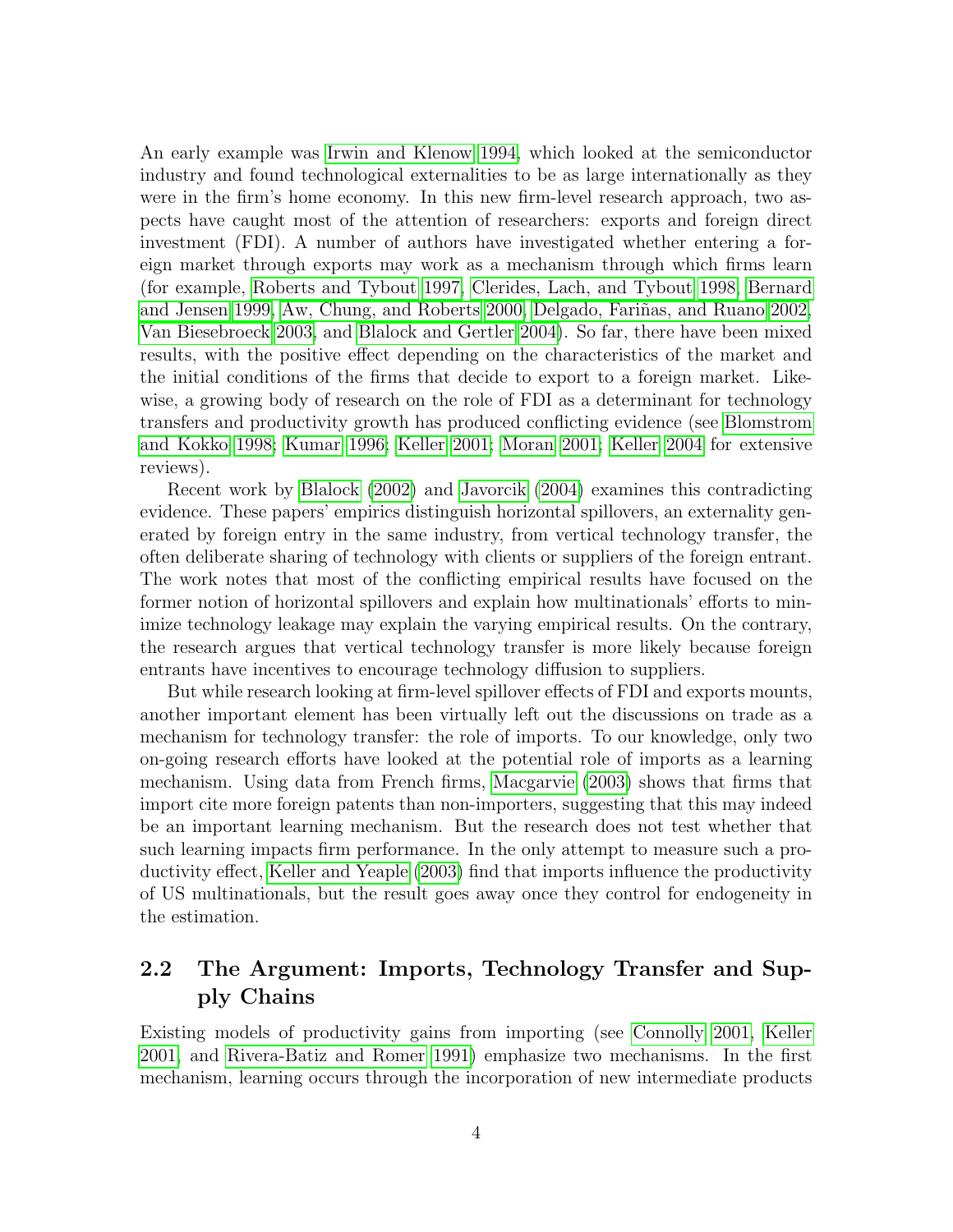An early example was Irwin and Klenow 1994, which looked at the semiconductor industry and found technological externalities to be as large internationally as they were in the firm's home economy. In this new firm-level research approach, two aspects have caught most of the attention of researchers: exports and foreign direct investment (FDI). A number of authors have investigated whether entering a foreign market through exports may work as a mechanism through which firms learn (for example, Roberts and Tybout 1997, Clerides, Lach, and Tybout 1998, Bernard and Jensen 1999, Aw, Chung, and Roberts 2000, Delgado, Fariñas, and Ruano 2002, Van Biesebroeck 2003, and Blalock and Gertler 2004). So far, there have been mixed results, with the positive effect depending on the characteristics of the market and the initial conditions of the firms that decide to export to a foreign market. Likewise, a growing body of research on the role of FDI as a determinant for technology transfers and productivity growth has produced conflicting evidence (see Blomstrom and Kokko 1998; Kumar 1996; Keller 2001; Moran 2001; Keller 2004 for extensive reviews).

Recent work by Blalock (2002) and Javorcik (2004) examines this contradicting evidence. These papers' empirics distinguish horizontal spillovers, an externality generated by foreign entry in the same industry, from vertical technology transfer, the often deliberate sharing of technology with clients or suppliers of the foreign entrant. The work notes that most of the conflicting empirical results have focused on the former notion of horizontal spillovers and explain how multinationals' efforts to minimize technology leakage may explain the varying empirical results. On the contrary, the research argues that vertical technology transfer is more likely because foreign entrants have incentives to encourage technology diffusion to suppliers.

But while research looking at firm-level spillover effects of FDI and exports mounts, another important element has been virtually left out the discussions on trade as a mechanism for technology transfer: the role of imports. To our knowledge, only two on-going research efforts have looked at the potential role of imports as a learning mechanism. Using data from French firms, Macgarvie (2003) shows that firms that import cite more foreign patents than non-importers, suggesting that this may indeed be an important learning mechanism. But the research does not test whether that such learning impacts firm performance. In the only attempt to measure such a productivity effect, Keller and Yeaple (2003) find that imports influence the productivity of US multinationals, but the result goes away once they control for endogeneity in the estimation.

## 2.2 The Argument: Imports, Technology Transfer and Supply Chains

Existing models of productivity gains from importing (see Connolly 2001, Keller 2001, and Rivera-Batiz and Romer 1991) emphasize two mechanisms. In the first mechanism, learning occurs through the incorporation of new intermediate products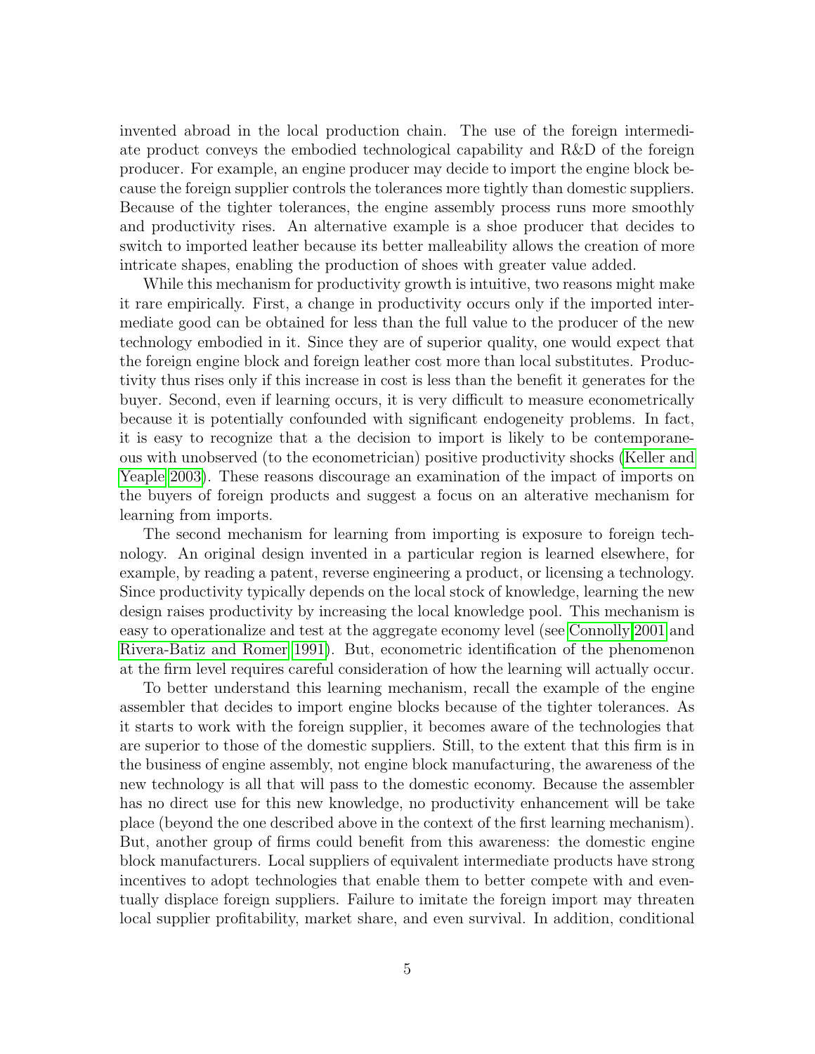invented abroad in the local production chain. The use of the foreign intermediate product conveys the embodied technological capability and R&D of the foreign producer. For example, an engine producer may decide to import the engine block because the foreign supplier controls the tolerances more tightly than domestic suppliers. Because of the tighter tolerances, the engine assembly process runs more smoothly and productivity rises. An alternative example is a shoe producer that decides to switch to imported leather because its better malleability allows the creation of more intricate shapes, enabling the production of shoes with greater value added.

While this mechanism for productivity growth is intuitive, two reasons might make it rare empirically. First, a change in productivity occurs only if the imported intermediate good can be obtained for less than the full value to the producer of the new technology embodied in it. Since they are of superior quality, one would expect that the foreign engine block and foreign leather cost more than local substitutes. Productivity thus rises only if this increase in cost is less than the benefit it generates for the buyer. Second, even if learning occurs, it is very difficult to measure econometrically because it is potentially confounded with significant endogeneity problems. In fact, it is easy to recognize that a the decision to import is likely to be contemporaneous with unobserved (to the econometrician) positive productivity shocks (Keller and Yeaple 2003). These reasons discourage an examination of the impact of imports on the buyers of foreign products and suggest a focus on an alterative mechanism for learning from imports.

The second mechanism for learning from importing is exposure to foreign technology. An original design invented in a particular region is learned elsewhere, for example, by reading a patent, reverse engineering a product, or licensing a technology. Since productivity typically depends on the local stock of knowledge, learning the new design raises productivity by increasing the local knowledge pool. This mechanism is easy to operationalize and test at the aggregate economy level (see Connolly 2001 and Rivera-Batiz and Romer 1991). But, econometric identification of the phenomenon at the firm level requires careful consideration of how the learning will actually occur.

To better understand this learning mechanism, recall the example of the engine assembler that decides to import engine blocks because of the tighter tolerances. As it starts to work with the foreign supplier, it becomes aware of the technologies that are superior to those of the domestic suppliers. Still, to the extent that this firm is in the business of engine assembly, not engine block manufacturing, the awareness of the new technology is all that will pass to the domestic economy. Because the assembler has no direct use for this new knowledge, no productivity enhancement will be take place (beyond the one described above in the context of the first learning mechanism). But, another group of firms could benefit from this awareness: the domestic engine block manufacturers. Local suppliers of equivalent intermediate products have strong incentives to adopt technologies that enable them to better compete with and eventually displace foreign suppliers. Failure to imitate the foreign import may threaten local supplier profitability, market share, and even survival. In addition, conditional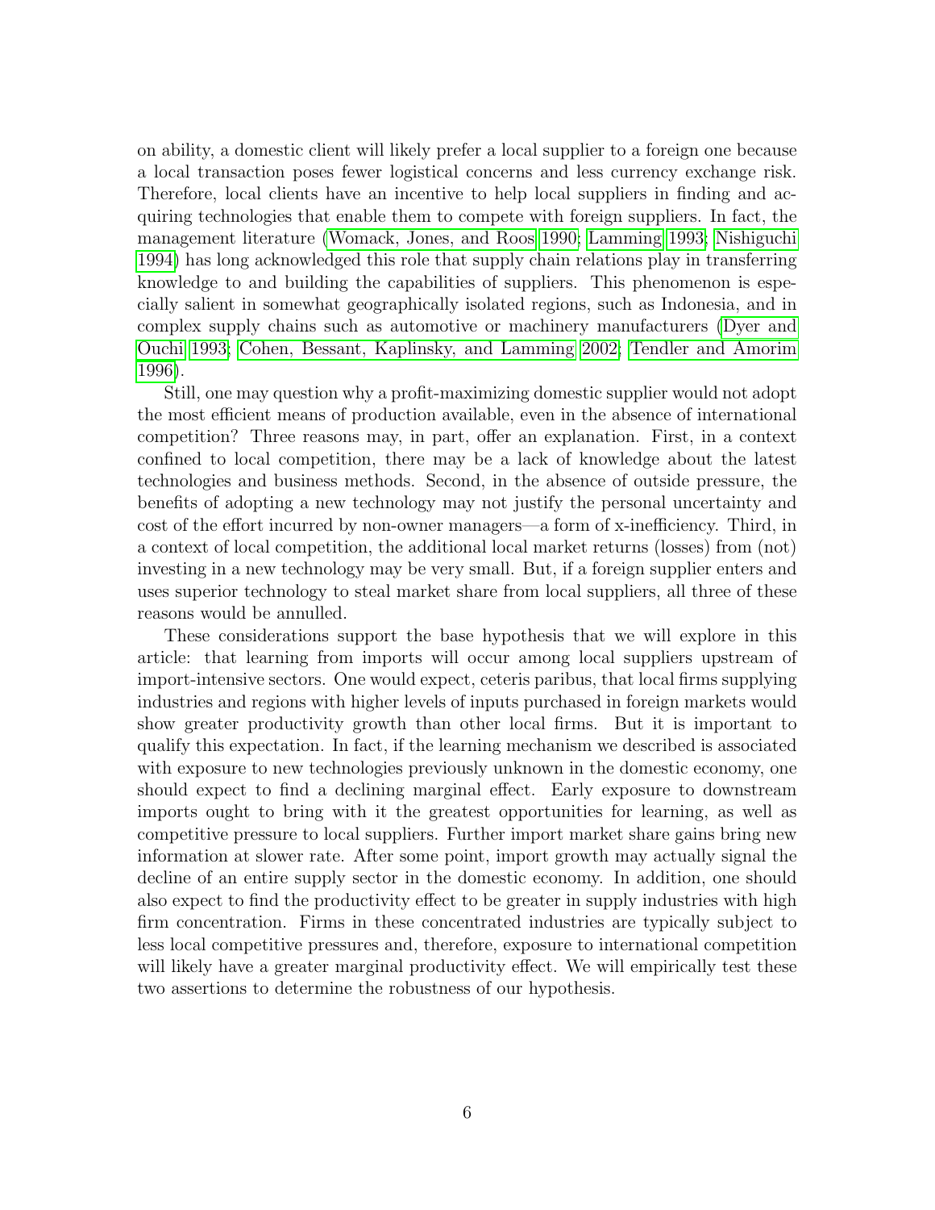on ability, a domestic client will likely prefer a local supplier to a foreign one because a local transaction poses fewer logistical concerns and less currency exchange risk. Therefore, local clients have an incentive to help local suppliers in finding and acquiring technologies that enable them to compete with foreign suppliers. In fact, the management literature (Womack, Jones, and Roos 1990; Lamming 1993; Nishiguchi 1994) has long acknowledged this role that supply chain relations play in transferring knowledge to and building the capabilities of suppliers. This phenomenon is especially salient in somewhat geographically isolated regions, such as Indonesia, and in complex supply chains such as automotive or machinery manufacturers (Dyer and Ouchi 1993; Cohen, Bessant, Kaplinsky, and Lamming 2002; Tendler and Amorim 1996).

Still, one may question why a profit-maximizing domestic supplier would not adopt the most efficient means of production available, even in the absence of international competition? Three reasons may, in part, offer an explanation. First, in a context confined to local competition, there may be a lack of knowledge about the latest technologies and business methods. Second, in the absence of outside pressure, the benefits of adopting a new technology may not justify the personal uncertainty and cost of the effort incurred by non-owner managers—a form of x-inefficiency. Third, in a context of local competition, the additional local market returns (losses) from (not) investing in a new technology may be very small. But, if a foreign supplier enters and uses superior technology to steal market share from local suppliers, all three of these reasons would be annulled.

These considerations support the base hypothesis that we will explore in this article: that learning from imports will occur among local suppliers upstream of import-intensive sectors. One would expect, ceteris paribus, that local firms supplying industries and regions with higher levels of inputs purchased in foreign markets would show greater productivity growth than other local firms. But it is important to qualify this expectation. In fact, if the learning mechanism we described is associated with exposure to new technologies previously unknown in the domestic economy, one should expect to find a declining marginal effect. Early exposure to downstream imports ought to bring with it the greatest opportunities for learning, as well as competitive pressure to local suppliers. Further import market share gains bring new information at slower rate. After some point, import growth may actually signal the decline of an entire supply sector in the domestic economy. In addition, one should also expect to find the productivity effect to be greater in supply industries with high firm concentration. Firms in these concentrated industries are typically subject to less local competitive pressures and, therefore, exposure to international competition will likely have a greater marginal productivity effect. We will empirically test these two assertions to determine the robustness of our hypothesis.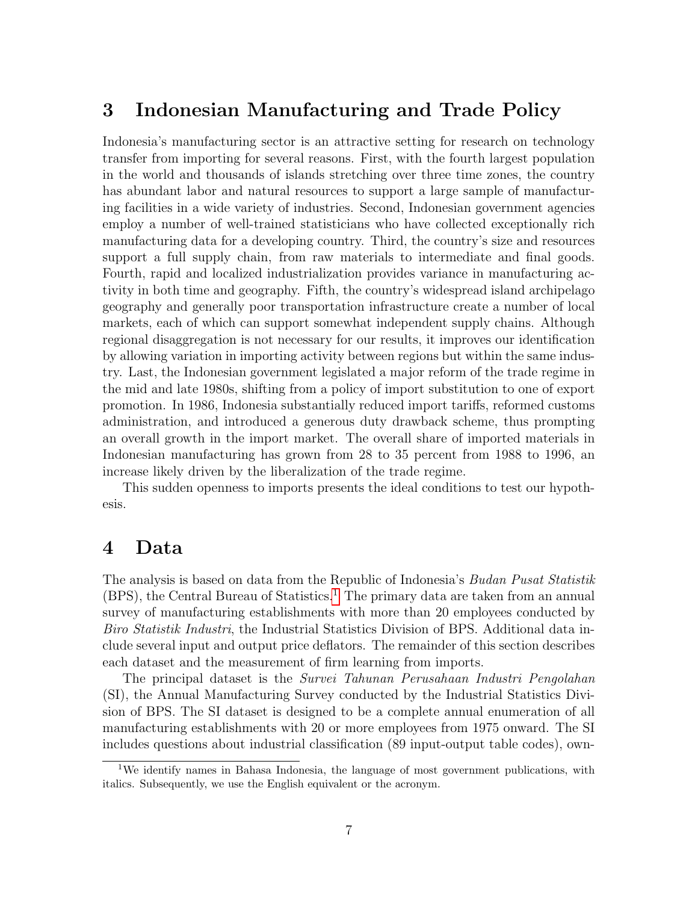## 3 Indonesian Manufacturing and Trade Policy

Indonesia's manufacturing sector is an attractive setting for research on technology transfer from importing for several reasons. First, with the fourth largest population in the world and thousands of islands stretching over three time zones, the country has abundant labor and natural resources to support a large sample of manufacturing facilities in a wide variety of industries. Second, Indonesian government agencies employ a number of well-trained statisticians who have collected exceptionally rich manufacturing data for a developing country. Third, the country's size and resources support a full supply chain, from raw materials to intermediate and final goods. Fourth, rapid and localized industrialization provides variance in manufacturing activity in both time and geography. Fifth, the country's widespread island archipelago geography and generally poor transportation infrastructure create a number of local markets, each of which can support somewhat independent supply chains. Although regional disaggregation is not necessary for our results, it improves our identification by allowing variation in importing activity between regions but within the same industry. Last, the Indonesian government legislated a major reform of the trade regime in the mid and late 1980s, shifting from a policy of import substitution to one of export promotion. In 1986, Indonesia substantially reduced import tariffs, reformed customs administration, and introduced a generous duty drawback scheme, thus prompting an overall growth in the import market. The overall share of imported materials in Indonesian manufacturing has grown from 28 to 35 percent from 1988 to 1996, an increase likely driven by the liberalization of the trade regime.

This sudden openness to imports presents the ideal conditions to test our hypothesis.

## 4 Data

The analysis is based on data from the Republic of Indonesia's *Budan Pusat Statistik* (BPS), the Central Bureau of Statistics.[1] The primary data are taken from an annual survey of manufacturing establishments with more than 20 employees conducted by *Biro Statistik Industri*, the Industrial Statistics Division of BPS. Additional data include several input and output price deflators. The remainder of this section describes each dataset and the measurement of firm learning from imports.

The principal dataset is the *Survei Tahunan Perusahaan Industri Pengolahan* (SI), the Annual Manufacturing Survey conducted by the Industrial Statistics Division of BPS. The SI dataset is designed to be a complete annual enumeration of all manufacturing establishments with 20 or more employees from 1975 onward. The SI includes questions about industrial classification (89 input-output table codes), own-

[1] We identify names in Bahasa Indonesia, the language of most government publications, with italics. Subsequently, we use the English equivalent or the acronym.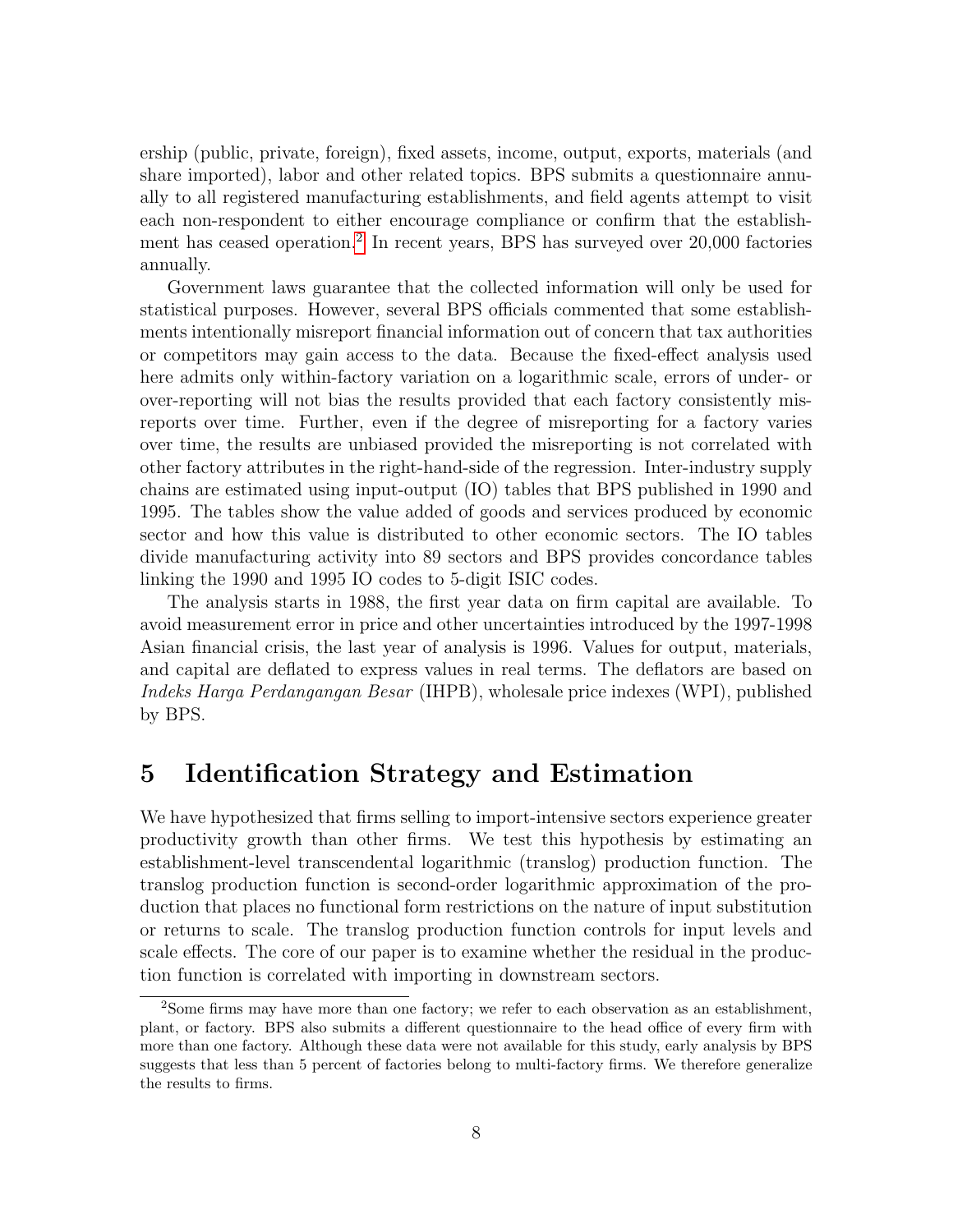ership (public, private, foreign), fixed assets, income, output, exports, materials (and share imported), labor and other related topics. BPS submits a questionnaire annually to all registered manufacturing establishments, and field agents attempt to visit each non-respondent to either encourage compliance or confirm that the establishment has ceased operation.[2] In recent years, BPS has surveyed over 20,000 factories annually.

Government laws guarantee that the collected information will only be used for statistical purposes. However, several BPS officials commented that some establishments intentionally misreport financial information out of concern that tax authorities or competitors may gain access to the data. Because the fixed-effect analysis used here admits only within-factory variation on a logarithmic scale, errors of under- or over-reporting will not bias the results provided that each factory consistently misreports over time. Further, even if the degree of misreporting for a factory varies over time, the results are unbiased provided the misreporting is not correlated with other factory attributes in the right-hand-side of the regression. Inter-industry supply chains are estimated using input-output (IO) tables that BPS published in 1990 and 1995. The tables show the value added of goods and services produced by economic sector and how this value is distributed to other economic sectors. The IO tables divide manufacturing activity into 89 sectors and BPS provides concordance tables linking the 1990 and 1995 IO codes to 5-digit ISIC codes.

The analysis starts in 1988, the first year data on firm capital are available. To avoid measurement error in price and other uncertainties introduced by the 1997-1998 Asian financial crisis, the last year of analysis is 1996. Values for output, materials, and capital are deflated to express values in real terms. The deflators are based on *Indeks Harga Perdangangan Besar* (IHPB), wholesale price indexes (WPI), published by BPS.

# 5 Identification Strategy and Estimation

We have hypothesized that firms selling to import-intensive sectors experience greater productivity growth than other firms. We test this hypothesis by estimating an establishment-level transcendental logarithmic (translog) production function. The translog production function is second-order logarithmic approximation of the production that places no functional form restrictions on the nature of input substitution or returns to scale. The translog production function controls for input levels and scale effects. The core of our paper is to examine whether the residual in the production function is correlated with importing in downstream sectors.

[2] Some firms may have more than one factory; we refer to each observation as an establishment, plant, or factory. BPS also submits a different questionnaire to the head office of every firm with more than one factory. Although these data were not available for this study, early analysis by BPS suggests that less than 5 percent of factories belong to multi-factory firms. We therefore generalize the results to firms.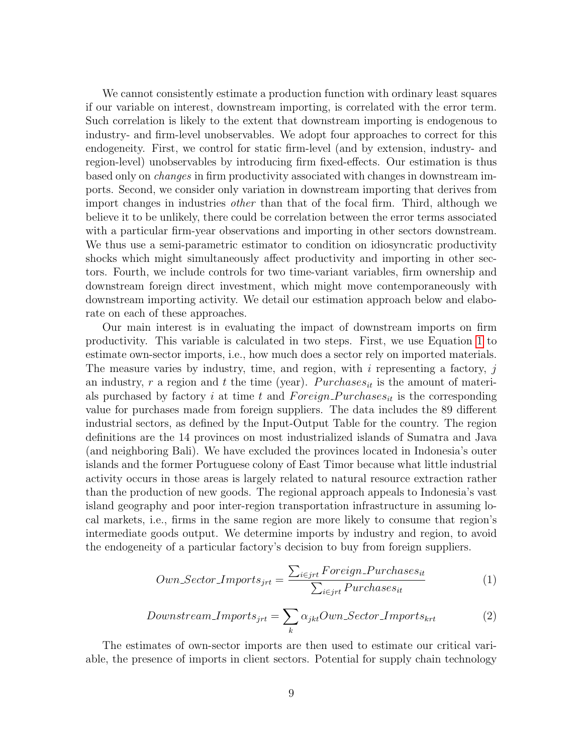We cannot consistently estimate a production function with ordinary least squares if our variable on interest, downstream importing, is correlated with the error term. Such correlation is likely to the extent that downstream importing is endogenous to industry- and firm-level unobservables. We adopt four approaches to correct for this endogeneity. First, we control for static firm-level (and by extension, industry- and region-level) unobservables by introducing firm fixed-effects. Our estimation is thus based only on *changes* in firm productivity associated with changes in downstream imports. Second, we consider only variation in downstream importing that derives from import changes in industries *other* than that of the focal firm. Third, although we believe it to be unlikely, there could be correlation between the error terms associated with a particular firm-year observations and importing in other sectors downstream. We thus use a semi-parametric estimator to condition on idiosyncratic productivity shocks which might simultaneously affect productivity and importing in other sectors. Fourth, we include controls for two time-variant variables, firm ownership and downstream foreign direct investment, which might move contemporaneously with downstream importing activity. We detail our estimation approach below and elaborate on each of these approaches.

Our main interest is in evaluating the impact of downstream imports on firm productivity. This variable is calculated in two steps. First, we use Equation 1 to estimate own-sector imports, i.e., how much does a sector rely on imported materials. The measure varies by industry, time, and region, with $i$ representing a factory, $j$ an industry, $r$ a region and $t$ the time (year). $Purchases_{it}$ is the amount of materials purchased by factory $i$ at time $t$ and $Foreign\_Purchases_{it}$ is the corresponding value for purchases made from foreign suppliers. The data includes the 89 different industrial sectors, as defined by the Input-Output Table for the country. The region definitions are the 14 provinces on most industrialized islands of Sumatra and Java (and neighboring Bali). We have excluded the provinces located in Indonesia's outer islands and the former Portuguese colony of East Timor because what little industrial activity occurs in those areas is largely related to natural resource extraction rather than the production of new goods. The regional approach appeals to Indonesia's vast island geography and poor inter-region transportation infrastructure in assuming local markets, i.e., firms in the same region are more likely to consume that region's intermediate goods output. We determine imports by industry and region, to avoid the endogeneity of a particular factory's decision to buy from foreign suppliers.

$$Own\_Sector\_Imports_{jrt} = \frac{\sum_{i \in jrt} Foreign\_Purchases_{it}}{\sum_{i \in jrt} Purchases_{it}} \tag{1}$$

$$Downstream\_Imports_{jrt} = \sum_{k} \alpha_{jkt} Own\_Sector\_Imports_{krt} \tag{2}$$

The estimates of own-sector imports are then used to estimate our critical variable, the presence of imports in client sectors. Potential for supply chain technology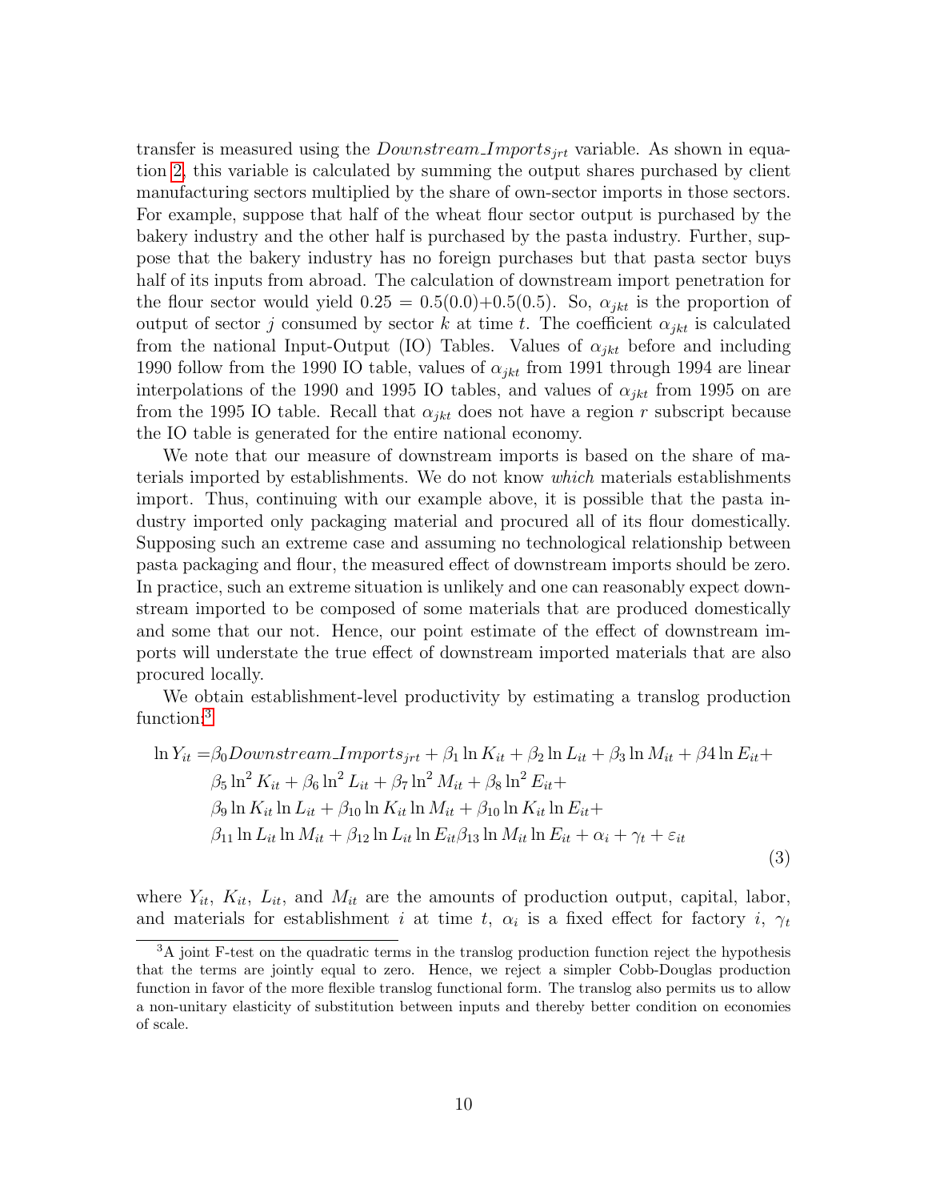transfer is measured using the $Downstream\_Imports_{jrt}$ variable. As shown in equation 2, this variable is calculated by summing the output shares purchased by client manufacturing sectors multiplied by the share of own-sector imports in those sectors. For example, suppose that half of the wheat flour sector output is purchased by the bakery industry and the other half is purchased by the pasta industry. Further, suppose that the bakery industry has no foreign purchases but that pasta sector buys half of its inputs from abroad. The calculation of downstream import penetration for the flour sector would yield $0.25 = 0.5(0.0)+0.5(0.5)$. So, $\alpha_{jkt}$ is the proportion of output of sector $j$ consumed by sector $k$ at time $t$. The coefficient $\alpha_{jkt}$ is calculated from the national Input-Output (IO) Tables. Values of $\alpha_{jkt}$ before and including 1990 follow from the 1990 IO table, values of $\alpha_{jkt}$ from 1991 through 1994 are linear interpolations of the 1990 and 1995 IO tables, and values of $\alpha_{jkt}$ from 1995 on are from the 1995 IO table. Recall that $\alpha_{jkt}$ does not have a region $r$ subscript because the IO table is generated for the entire national economy.

We note that our measure of downstream imports is based on the share of materials imported by establishments. We do not know *which* materials establishments import. Thus, continuing with our example above, it is possible that the pasta industry imported only packaging material and procured all of its flour domestically. Supposing such an extreme case and assuming no technological relationship between pasta packaging and flour, the measured effect of downstream imports should be zero. In practice, such an extreme situation is unlikely and one can reasonably expect downstream imported to be composed of some materials that are produced domestically and some that our not. Hence, our point estimate of the effect of downstream imports will understate the true effect of downstream imported materials that are also procured locally.

We obtain establishment-level productivity by estimating a translog production function:[3]

$$
\begin{aligned}
\ln Y_{it} =& \beta_0 Downstream\_Imports_{jrt} + \beta_1 \ln K_{it} + \beta_2 \ln L_{it} + \beta_3 \ln M_{it} + \beta 4 \ln E_{it} + \\
& \beta_5 \ln^2 K_{it} + \beta_6 \ln^2 L_{it} + \beta_7 \ln^2 M_{it} + \beta_8 \ln^2 E_{it} + \\
& \beta_9 \ln K_{it} \ln L_{it} + \beta_{10} \ln K_{it} \ln M_{it} + \beta_{10} \ln K_{it} \ln E_{it} + \\
& \beta_{11} \ln L_{it} \ln M_{it} + \beta_{12} \ln L_{it} \ln E_{it} \beta_{13} \ln M_{it} \ln E_{it} + \alpha_i + \gamma_t + \varepsilon_{it}
\end{aligned}
\tag{3}
$$

where $Y_{it}$, $K_{it}$, $L_{it}$, and $M_{it}$ are the amounts of production output, capital, labor, and materials for establishment $i$ at time $t$, $\alpha_i$ is a fixed effect for factory $i$, $\gamma_t$

[3] A joint F-test on the quadratic terms in the translog production function reject the hypothesis that the terms are jointly equal to zero. Hence, we reject a simpler Cobb-Douglas production function in favor of the more flexible translog functional form. The translog also permits us to allow a non-unitary elasticity of substitution between inputs and thereby better condition on economies of scale.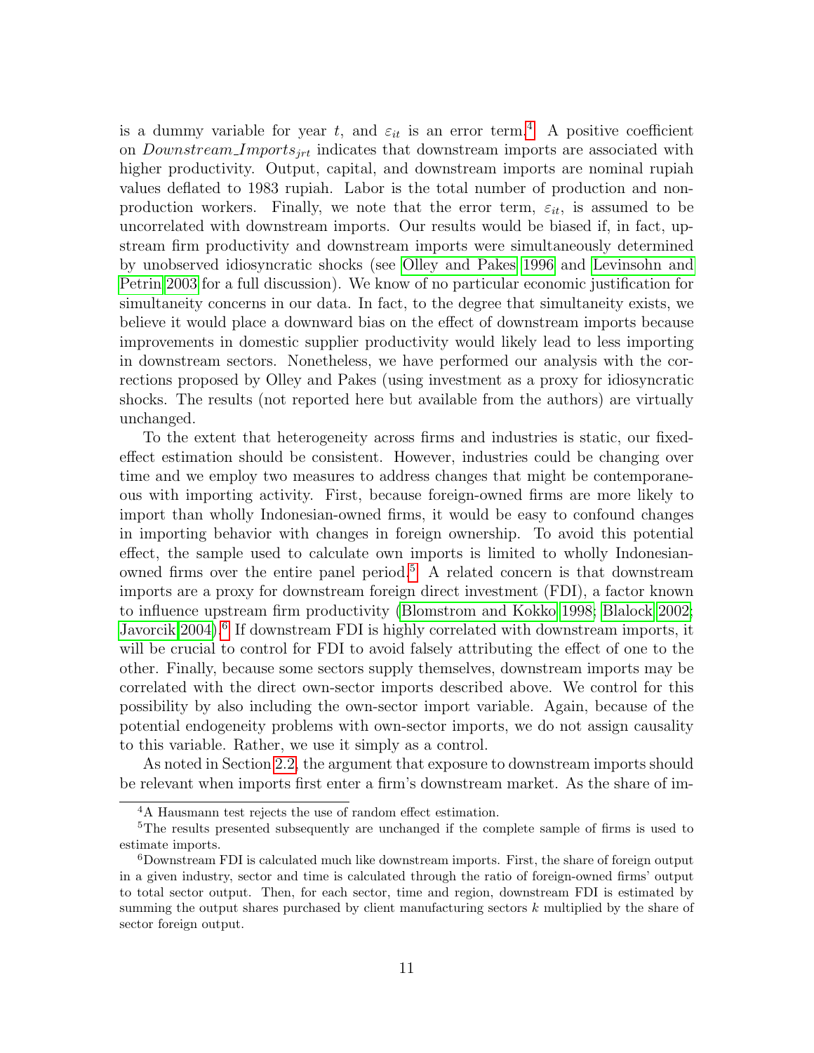is a dummy variable for year $t$, and $\varepsilon_{it}$ is an error term.[4] A positive coefficient on $Downstream\_Imports_{jrt}$ indicates that downstream imports are associated with higher productivity. Output, capital, and downstream imports are nominal rupiah values deflated to 1983 rupiah. Labor is the total number of production and non-production workers. Finally, we note that the error term, $\varepsilon_{it}$, is assumed to be uncorrelated with downstream imports. Our results would be biased if, in fact, upstream firm productivity and downstream imports were simultaneously determined by unobserved idiosyncratic shocks (see Olley and Pakes 1996 and Levinsohn and Petrin 2003 for a full discussion). We know of no particular economic justification for simultaneity concerns in our data. In fact, to the degree that simultaneity exists, we believe it would place a downward bias on the effect of downstream imports because improvements in domestic supplier productivity would likely lead to less importing in downstream sectors. Nonetheless, we have performed our analysis with the corrections proposed by Olley and Pakes (using investment as a proxy for idiosyncratic shocks. The results (not reported here but available from the authors) are virtually unchanged.

To the extent that heterogeneity across firms and industries is static, our fixed-effect estimation should be consistent. However, industries could be changing over time and we employ two measures to address changes that might be contemporaneous with importing activity. First, because foreign-owned firms are more likely to import than wholly Indonesian-owned firms, it would be easy to confound changes in importing behavior with changes in foreign ownership. To avoid this potential effect, the sample used to calculate own imports is limited to wholly Indonesian-owned firms over the entire panel period.[5] A related concern is that downstream imports are a proxy for downstream foreign direct investment (FDI), a factor known to influence upstream firm productivity (Blomstrom and Kokko 1998; Blalock 2002; Javorcik 2004).[6] If downstream FDI is highly correlated with downstream imports, it will be crucial to control for FDI to avoid falsely attributing the effect of one to the other. Finally, because some sectors supply themselves, downstream imports may be correlated with the direct own-sector imports described above. We control for this possibility by also including the own-sector import variable. Again, because of the potential endogeneity problems with own-sector imports, we do not assign causality to this variable. Rather, we use it simply as a control.

As noted in Section 2.2, the argument that exposure to downstream imports should be relevant when imports first enter a firm's downstream market. As the share of im-

[4] A Hausmann test rejects the use of random effect estimation.

[5] The results presented subsequently are unchanged if the complete sample of firms is used to estimate imports.

[6] Downstream FDI is calculated much like downstream imports. First, the share of foreign output in a given industry, sector and time is calculated through the ratio of foreign-owned firms' output to total sector output. Then, for each sector, time and region, downstream FDI is estimated by summing the output shares purchased by client manufacturing sectors $k$ multiplied by the share of sector foreign output.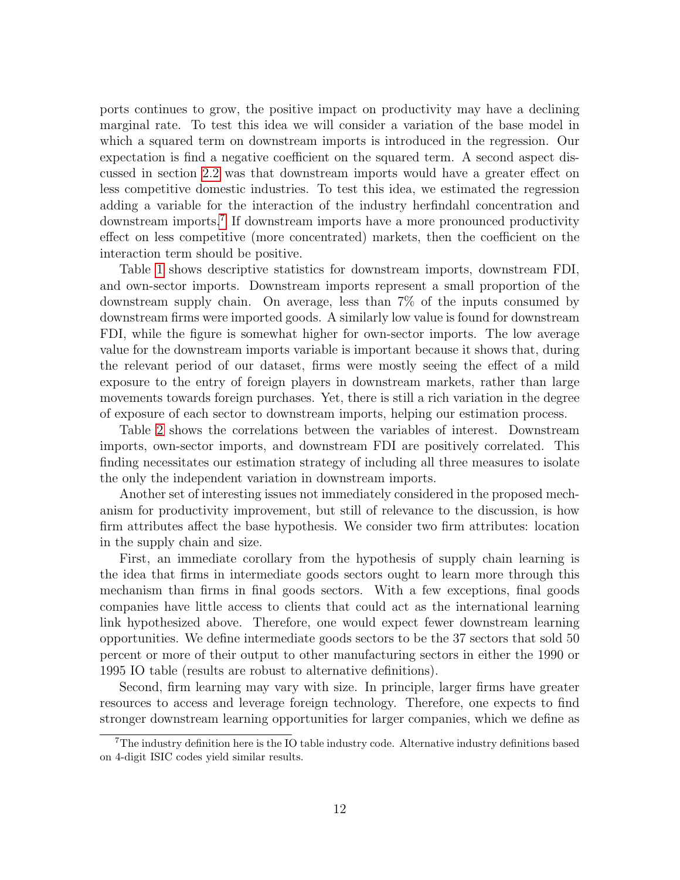ports continues to grow, the positive impact on productivity may have a declining marginal rate. To test this idea we will consider a variation of the base model in which a squared term on downstream imports is introduced in the regression. Our expectation is find a negative coefficient on the squared term. A second aspect discussed in section 2.2 was that downstream imports would have a greater effect on less competitive domestic industries. To test this idea, we estimated the regression adding a variable for the interaction of the industry herfindahl concentration and downstream imports.[7] If downstream imports have a more pronounced productivity effect on less competitive (more concentrated) markets, then the coefficient on the interaction term should be positive.

Table 1 shows descriptive statistics for downstream imports, downstream FDI, and own-sector imports. Downstream imports represent a small proportion of the downstream supply chain. On average, less than 7% of the inputs consumed by downstream firms were imported goods. A similarly low value is found for downstream FDI, while the figure is somewhat higher for own-sector imports. The low average value for the downstream imports variable is important because it shows that, during the relevant period of our dataset, firms were mostly seeing the effect of a mild exposure to the entry of foreign players in downstream markets, rather than large movements towards foreign purchases. Yet, there is still a rich variation in the degree of exposure of each sector to downstream imports, helping our estimation process.

Table 2 shows the correlations between the variables of interest. Downstream imports, own-sector imports, and downstream FDI are positively correlated. This finding necessitates our estimation strategy of including all three measures to isolate the only the independent variation in downstream imports.

Another set of interesting issues not immediately considered in the proposed mechanism for productivity improvement, but still of relevance to the discussion, is how firm attributes affect the base hypothesis. We consider two firm attributes: location in the supply chain and size.

First, an immediate corollary from the hypothesis of supply chain learning is the idea that firms in intermediate goods sectors ought to learn more through this mechanism than firms in final goods sectors. With a few exceptions, final goods companies have little access to clients that could act as the international learning link hypothesized above. Therefore, one would expect fewer downstream learning opportunities. We define intermediate goods sectors to be the 37 sectors that sold 50 percent or more of their output to other manufacturing sectors in either the 1990 or 1995 IO table (results are robust to alternative definitions).

Second, firm learning may vary with size. In principle, larger firms have greater resources to access and leverage foreign technology. Therefore, one expects to find stronger downstream learning opportunities for larger companies, which we define as

[7] The industry definition here is the IO table industry code. Alternative industry definitions based on 4-digit ISIC codes yield similar results.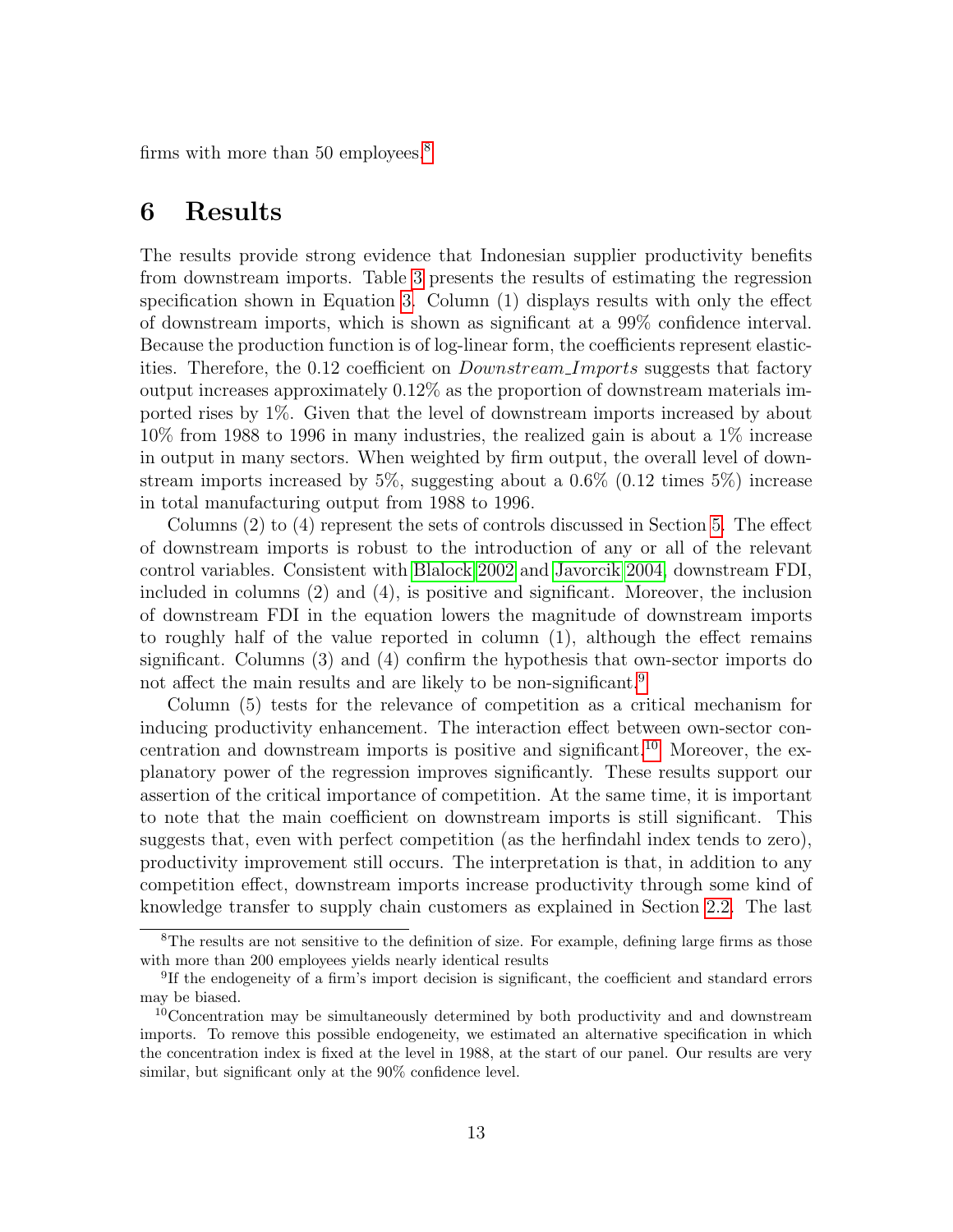firms with more than 50 employees.[8]

# 6 Results

The results provide strong evidence that Indonesian supplier productivity benefits from downstream imports. Table 3 presents the results of estimating the regression specification shown in Equation 3. Column (1) displays results with only the effect of downstream imports, which is shown as significant at a 99% confidence interval. Because the production function is of log-linear form, the coefficients represent elasticities. Therefore, the 0.12 coefficient on *Downstream_Imports* suggests that factory output increases approximately 0.12% as the proportion of downstream materials imported rises by 1%. Given that the level of downstream imports increased by about 10% from 1988 to 1996 in many industries, the realized gain is about a 1% increase in output in many sectors. When weighted by firm output, the overall level of downstream imports increased by 5%, suggesting about a 0.6% (0.12 times 5%) increase in total manufacturing output from 1988 to 1996.

Columns (2) to (4) represent the sets of controls discussed in Section 5. The effect of downstream imports is robust to the introduction of any or all of the relevant control variables. Consistent with Blalock 2002 and Javorcik 2004, downstream FDI, included in columns (2) and (4), is positive and significant. Moreover, the inclusion of downstream FDI in the equation lowers the magnitude of downstream imports to roughly half of the value reported in column (1), although the effect remains significant. Columns (3) and (4) confirm the hypothesis that own-sector imports do not affect the main results and are likely to be non-significant.[9]

Column (5) tests for the relevance of competition as a critical mechanism for inducing productivity enhancement. The interaction effect between own-sector concentration and downstream imports is positive and significant.[10] Moreover, the explanatory power of the regression improves significantly. These results support our assertion of the critical importance of competition. At the same time, it is important to note that the main coefficient on downstream imports is still significant. This suggests that, even with perfect competition (as the herfindahl index tends to zero), productivity improvement still occurs. The interpretation is that, in addition to any competition effect, downstream imports increase productivity through some kind of knowledge transfer to supply chain customers as explained in Section 2.2. The last

---

[8] The results are not sensitive to the definition of size. For example, defining large firms as those with more than 200 employees yields nearly identical results

[9] If the endogeneity of a firm's import decision is significant, the coefficient and standard errors may be biased.

[10] Concentration may be simultaneously determined by both productivity and and downstream imports. To remove this possible endogeneity, we estimated an alternative specification in which the concentration index is fixed at the level in 1988, at the start of our panel. Our results are very similar, but significant only at the 90% confidence level.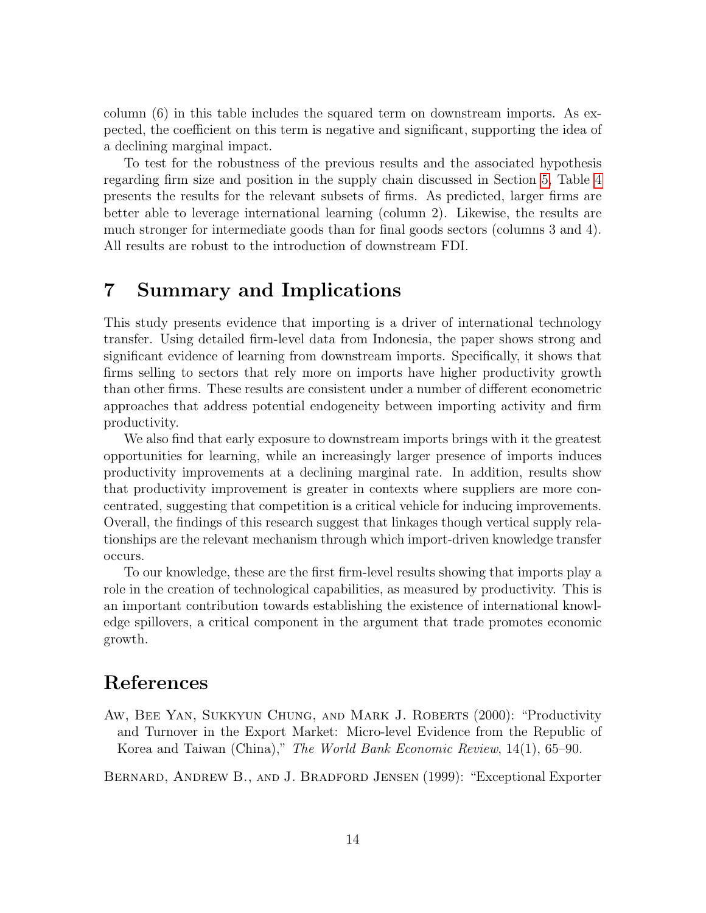column (6) in this table includes the squared term on downstream imports. As expected, the coefficient on this term is negative and significant, supporting the idea of a declining marginal impact.

To test for the robustness of the previous results and the associated hypothesis regarding firm size and position in the supply chain discussed in Section 5, Table 4 presents the results for the relevant subsets of firms. As predicted, larger firms are better able to leverage international learning (column 2). Likewise, the results are much stronger for intermediate goods than for final goods sectors (columns 3 and 4). All results are robust to the introduction of downstream FDI.

# 7 Summary and Implications

This study presents evidence that importing is a driver of international technology transfer. Using detailed firm-level data from Indonesia, the paper shows strong and significant evidence of learning from downstream imports. Specifically, it shows that firms selling to sectors that rely more on imports have higher productivity growth than other firms. These results are consistent under a number of different econometric approaches that address potential endogeneity between importing activity and firm productivity.

We also find that early exposure to downstream imports brings with it the greatest opportunities for learning, while an increasingly larger presence of imports induces productivity improvements at a declining marginal rate. In addition, results show that productivity improvement is greater in contexts where suppliers are more concentrated, suggesting that competition is a critical vehicle for inducing improvements. Overall, the findings of this research suggest that linkages though vertical supply relationships are the relevant mechanism through which import-driven knowledge transfer occurs.

To our knowledge, these are the first firm-level results showing that imports play a role in the creation of technological capabilities, as measured by productivity. This is an important contribution towards establishing the existence of international knowledge spillovers, a critical component in the argument that trade promotes economic growth.

# References

Aw, Bee Yan, Sukkyun Chung, and Mark J. Roberts (2000): "Productivity and Turnover in the Export Market: Micro-level Evidence from the Republic of Korea and Taiwan (China)," *The World Bank Economic Review*, 14(1), 65–90.

Bernard, Andrew B., and J. Bradford Jensen (1999): "Exceptional Exporter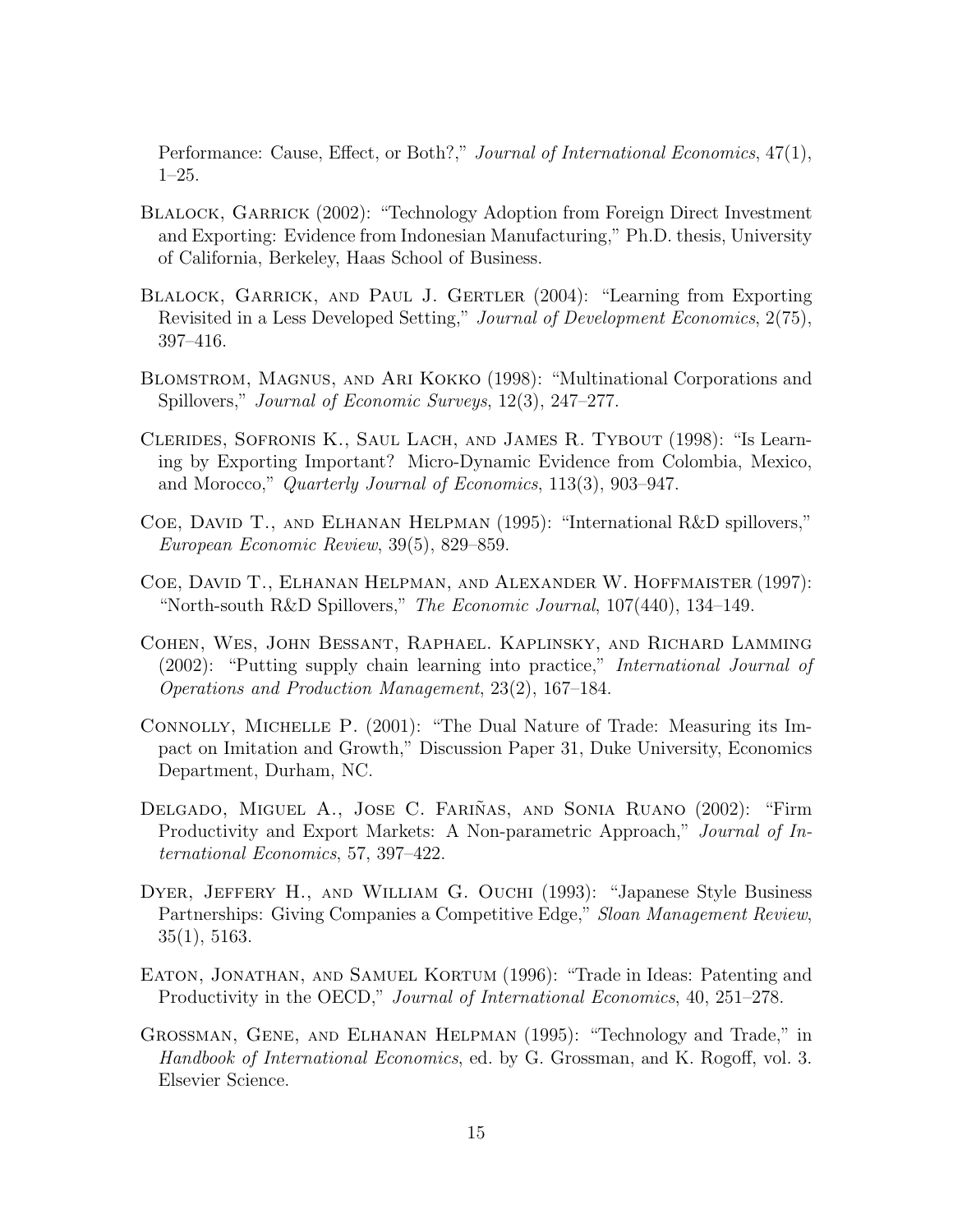Performance: Cause, Effect, or Both?," *Journal of International Economics*, 47(1), 1–25.

Blalock, Garrick (2002): "Technology Adoption from Foreign Direct Investment and Exporting: Evidence from Indonesian Manufacturing," Ph.D. thesis, University of California, Berkeley, Haas School of Business.

Blalock, Garrick, and Paul J. Gertler (2004): "Learning from Exporting Revisited in a Less Developed Setting," *Journal of Development Economics*, 2(75), 397–416.

Blomstrom, Magnus, and Ari Kokko (1998): "Multinational Corporations and Spillovers," *Journal of Economic Surveys*, 12(3), 247–277.

Clerides, Sofronis K., Saul Lach, and James R. Tybout (1998): "Is Learning by Exporting Important? Micro-Dynamic Evidence from Colombia, Mexico, and Morocco," *Quarterly Journal of Economics*, 113(3), 903–947.

Coe, David T., and Elhanan Helpman (1995): "International R&D spillovers," *European Economic Review*, 39(5), 829–859.

Coe, David T., Elhanan Helpman, and Alexander W. Hoffmaister (1997): "North-south R&D Spillovers," *The Economic Journal*, 107(440), 134–149.

Cohen, Wes, John Bessant, Raphael. Kaplinsky, and Richard Lamming (2002): "Putting supply chain learning into practice," *International Journal of Operations and Production Management*, 23(2), 167–184.

Connolly, Michelle P. (2001): "The Dual Nature of Trade: Measuring its Impact on Imitation and Growth," Discussion Paper 31, Duke University, Economics Department, Durham, NC.

Delgado, Miguel A., Jose C. Fariñas, and Sonia Ruano (2002): "Firm Productivity and Export Markets: A Non-parametric Approach," *Journal of International Economics*, 57, 397–422.

Dyer, Jeffery H., and William G. Ouchi (1993): "Japanese Style Business Partnerships: Giving Companies a Competitive Edge," *Sloan Management Review*, 35(1), 5163.

Eaton, Jonathan, and Samuel Kortum (1996): "Trade in Ideas: Patenting and Productivity in the OECD," *Journal of International Economics*, 40, 251–278.

Grossman, Gene, and Elhanan Helpman (1995): "Technology and Trade," in *Handbook of International Economics*, ed. by G. Grossman, and K. Rogoff, vol. 3. Elsevier Science.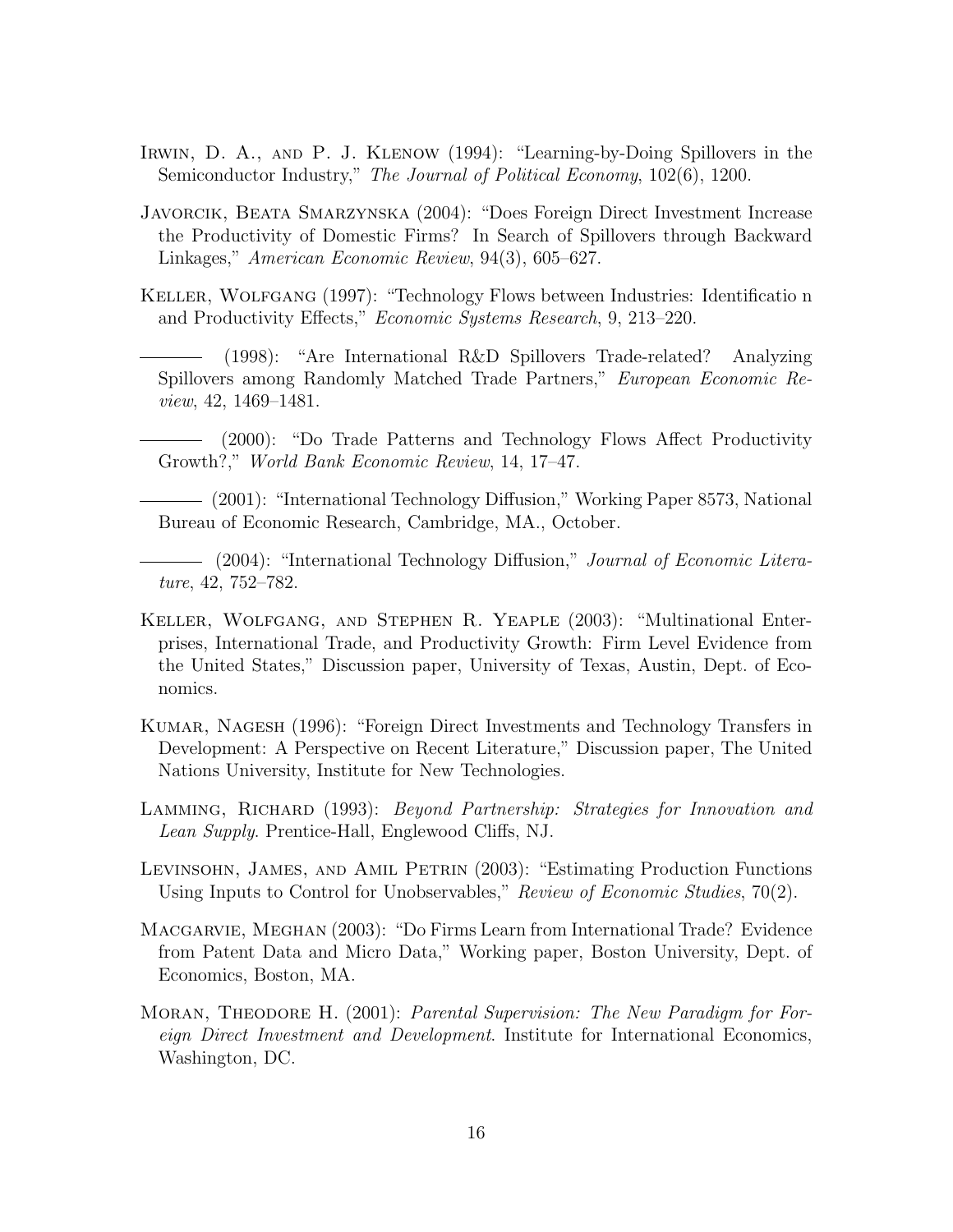Irwin, D. A., and P. J. Klenow (1994): "Learning-by-Doing Spillovers in the Semiconductor Industry," *The Journal of Political Economy*, 102(6), 1200.

Javorcik, Beata Smarzynska (2004): "Does Foreign Direct Investment Increase the Productivity of Domestic Firms? In Search of Spillovers through Backward Linkages," *American Economic Review*, 94(3), 605–627.

Keller, Wolfgang (1997): "Technology Flows between Industries: Identificatio n and Productivity Effects," *Economic Systems Research*, 9, 213–220.

——— (1998): "Are International R&D Spillovers Trade-related? Analyzing Spillovers among Randomly Matched Trade Partners," *European Economic Review*, 42, 1469–1481.

——— (2000): "Do Trade Patterns and Technology Flows Affect Productivity Growth?," *World Bank Economic Review*, 14, 17–47.

——— (2001): "International Technology Diffusion," Working Paper 8573, National Bureau of Economic Research, Cambridge, MA., October.

——— (2004): "International Technology Diffusion," *Journal of Economic Literature*, 42, 752–782.

Keller, Wolfgang, and Stephen R. Yeaple (2003): "Multinational Enterprises, International Trade, and Productivity Growth: Firm Level Evidence from the United States," Discussion paper, University of Texas, Austin, Dept. of Economics.

Kumar, Nagesh (1996): "Foreign Direct Investments and Technology Transfers in Development: A Perspective on Recent Literature," Discussion paper, The United Nations University, Institute for New Technologies.

Lamming, Richard (1993): *Beyond Partnership: Strategies for Innovation and Lean Supply*. Prentice-Hall, Englewood Cliffs, NJ.

Levinsohn, James, and Amil Petrin (2003): "Estimating Production Functions Using Inputs to Control for Unobservables," *Review of Economic Studies*, 70(2).

Macgarvie, Meghan (2003): "Do Firms Learn from International Trade? Evidence from Patent Data and Micro Data," Working paper, Boston University, Dept. of Economics, Boston, MA.

Moran, Theodore H. (2001): *Parental Supervision: The New Paradigm for Foreign Direct Investment and Development*. Institute for International Economics, Washington, DC.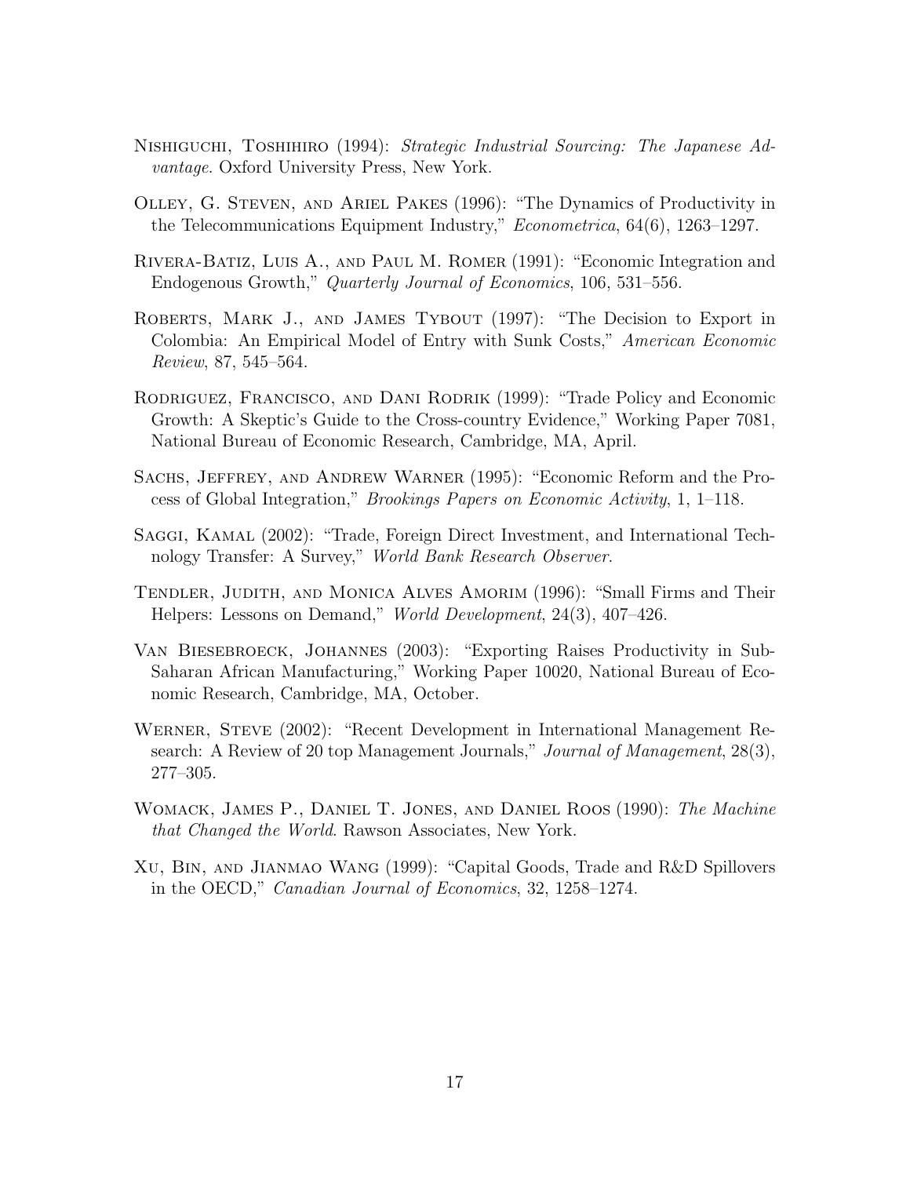Nishiguchi, Toshihiro (1994): *Strategic Industrial Sourcing: The Japanese Advantage*. Oxford University Press, New York.

Olley, G. Steven, and Ariel Pakes (1996): "The Dynamics of Productivity in the Telecommunications Equipment Industry," *Econometrica*, 64(6), 1263–1297.

Rivera-Batiz, Luis A., and Paul M. Romer (1991): "Economic Integration and Endogenous Growth," *Quarterly Journal of Economics*, 106, 531–556.

Roberts, Mark J., and James Tybout (1997): "The Decision to Export in Colombia: An Empirical Model of Entry with Sunk Costs," *American Economic Review*, 87, 545–564.

Rodriguez, Francisco, and Dani Rodrik (1999): "Trade Policy and Economic Growth: A Skeptic's Guide to the Cross-country Evidence," Working Paper 7081, National Bureau of Economic Research, Cambridge, MA, April.

Sachs, Jeffrey, and Andrew Warner (1995): "Economic Reform and the Process of Global Integration," *Brookings Papers on Economic Activity*, 1, 1–118.

Saggi, Kamal (2002): "Trade, Foreign Direct Investment, and International Technology Transfer: A Survey," *World Bank Research Observer*.

Tendler, Judith, and Monica Alves Amorim (1996): "Small Firms and Their Helpers: Lessons on Demand," *World Development*, 24(3), 407–426.

Van Biesebroeck, Johannes (2003): "Exporting Raises Productivity in Sub-Saharan African Manufacturing," Working Paper 10020, National Bureau of Economic Research, Cambridge, MA, October.

Werner, Steve (2002): "Recent Development in International Management Research: A Review of 20 top Management Journals," *Journal of Management*, 28(3), 277–305.

Womack, James P., Daniel T. Jones, and Daniel Roos (1990): *The Machine that Changed the World*. Rawson Associates, New York.

Xu, Bin, and Jianmao Wang (1999): "Capital Goods, Trade and R&D Spillovers in the OECD," *Canadian Journal of Economics*, 32, 1258–1274.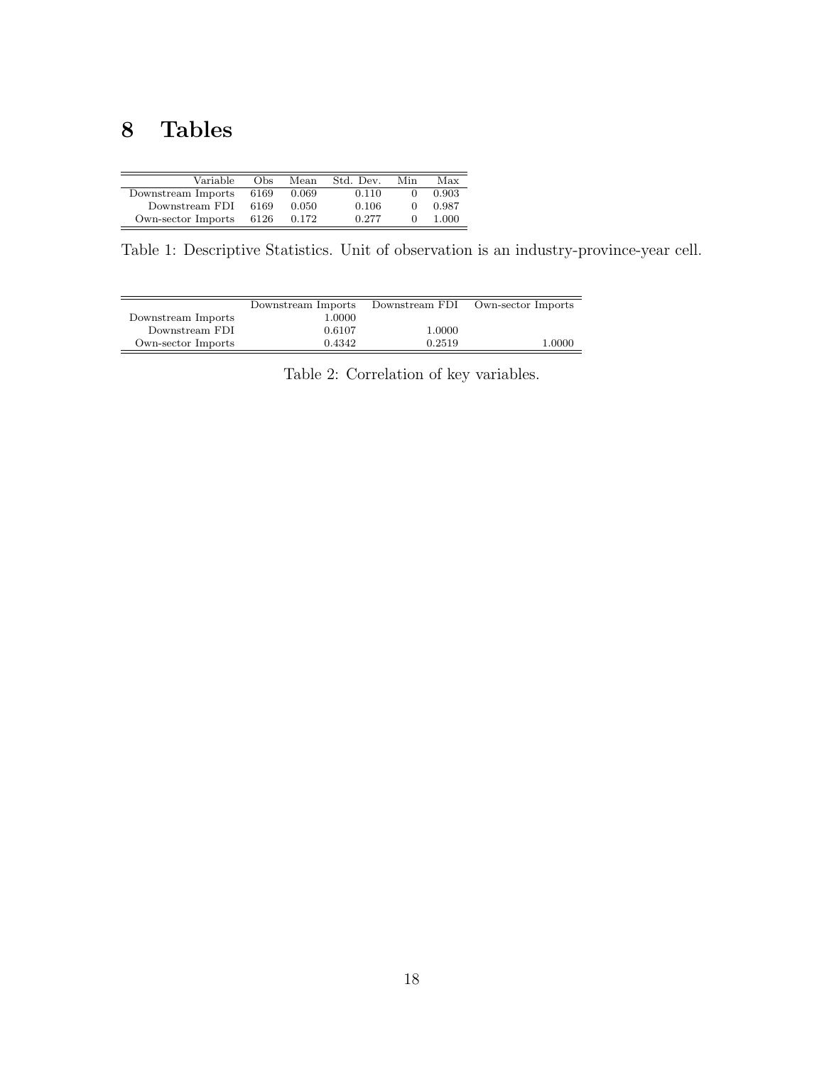# 8 Tables

| Variable | Obs | Mean | Std. Dev. | Min | Max |
|---|---|---|---|---|---|
| Downstream Imports | 6169 | 0.069 | 0.110 | 0 | 0.903 |
| Downstream FDI | 6169 | 0.050 | 0.106 | 0 | 0.987 |
| Own-sector Imports | 6126 | 0.172 | 0.277 | 0 | 1.000 |

Table 1: Descriptive Statistics. Unit of observation is an industry-province-year cell.

| | Downstream Imports | Downstream FDI | Own-sector Imports |
|---|---|---|---|
| Downstream Imports | 1.0000 | | |
| Downstream FDI | 0.6107 | 1.0000 | |
| Own-sector Imports | 0.4342 | 0.2519 | 1.0000 |

Table 2: Correlation of key variables.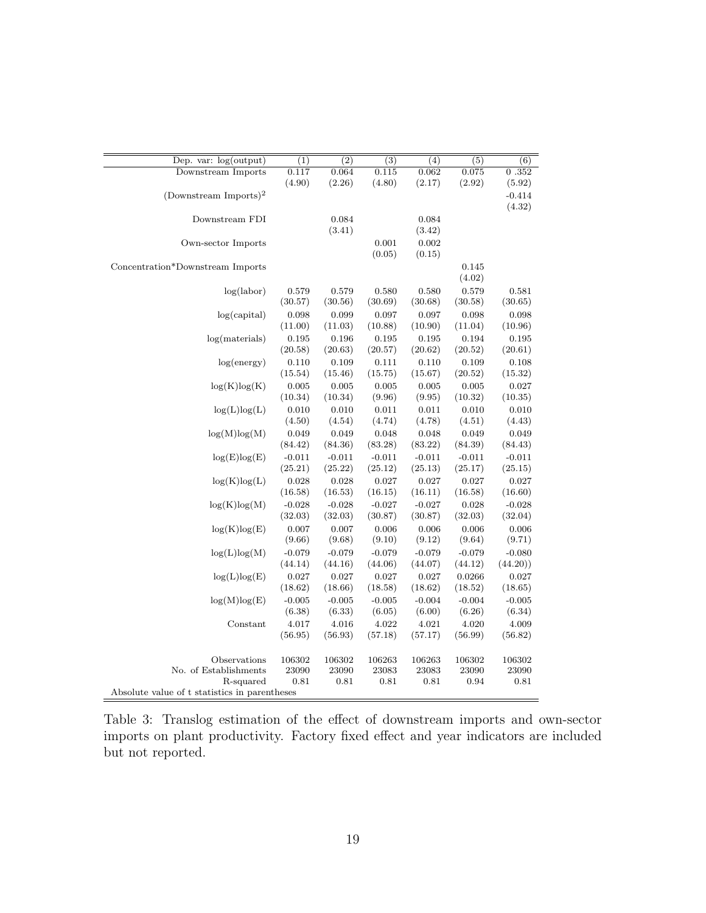| Dep. var: log(output) | (1) | (2) | (3) | (4) | (5) | (6) |
|---|---|---|---|---|---|---|
| Downstream Imports | 0.117 | 0.064 | 0.115 | 0.062 | 0.075 | 0 .352 |
| | (4.90) | (2.26) | (4.80) | (2.17) | (2.92) | (5.92) |
| (Downstream Imports)$^2$ | | | | | | -0.414 |
| | | | | | | (4.32) |
| Downstream FDI | | 0.084 | | 0.084 | | |
| | | (3.41) | | (3.42) | | |
| Own-sector Imports | | | 0.001 | 0.002 | | |
| | | | (0.05) | (0.15) | | |
| Concentration*Downstream Imports | | | | | 0.145 | |
| | | | | | (4.02) | |
| log(labor) | 0.579 | 0.579 | 0.580 | 0.580 | 0.579 | 0.581 |
| | (30.57) | (30.56) | (30.69) | (30.68) | (30.58) | (30.65) |
| log(capital) | 0.098 | 0.099 | 0.097 | 0.097 | 0.098 | 0.098 |
| | (11.00) | (11.03) | (10.88) | (10.90) | (11.04) | (10.96) |
| log(materials) | 0.195 | 0.196 | 0.195 | 0.195 | 0.194 | 0.195 |
| | (20.58) | (20.63) | (20.57) | (20.62) | (20.52) | (20.61) |
| log(energy) | 0.110 | 0.109 | 0.111 | 0.110 | 0.109 | 0.108 |
| | (15.54) | (15.46) | (15.75) | (15.67) | (20.52) | (15.32) |
| log(K)log(K) | 0.005 | 0.005 | 0.005 | 0.005 | 0.005 | 0.027 |
| | (10.34) | (10.34) | (9.96) | (9.95) | (10.32) | (10.35) |
| log(L)log(L) | 0.010 | 0.010 | 0.011 | 0.011 | 0.010 | 0.010 |
| | (4.50) | (4.54) | (4.74) | (4.78) | (4.51) | (4.43) |
| log(M)log(M) | 0.049 | 0.049 | 0.048 | 0.048 | 0.049 | 0.049 |
| | (84.42) | (84.36) | (83.28) | (83.22) | (84.39) | (84.43) |
| log(E)log(E) | -0.011 | -0.011 | -0.011 | -0.011 | -0.011 | -0.011 |
| | (25.21) | (25.22) | (25.12) | (25.13) | (25.17) | (25.15) |
| log(K)log(L) | 0.028 | 0.028 | 0.027 | 0.027 | 0.027 | 0.027 |
| | (16.58) | (16.53) | (16.15) | (16.11) | (16.58) | (16.60) |
| log(K)log(M) | -0.028 | -0.028 | -0.027 | -0.027 | 0.028 | -0.028 |
| | (32.03) | (32.03) | (30.87) | (30.87) | (32.03) | (32.04) |
| log(K)log(E) | 0.007 | 0.007 | 0.006 | 0.006 | 0.006 | 0.006 |
| | (9.66) | (9.68) | (9.10) | (9.12) | (9.64) | (9.71) |
| log(L)log(M) | -0.079 | -0.079 | -0.079 | -0.079 | -0.079 | -0.080 |
| | (44.14) | (44.16) | (44.06) | (44.07) | (44.12) | (44.20)) |
| log(L)log(E) | 0.027 | 0.027 | 0.027 | 0.027 | 0.0266 | 0.027 |
| | (18.62) | (18.66) | (18.58) | (18.62) | (18.52) | (18.65) |
| log(M)log(E) | -0.005 | -0.005 | -0.005 | -0.004 | -0.004 | -0.005 |
| | (6.38) | (6.33) | (6.05) | (6.00) | (6.26) | (6.34) |
| Constant | 4.017 | 4.016 | 4.022 | 4.021 | 4.020 | 4.009 |
| | (56.95) | (56.93) | (57.18) | (57.17) | (56.99) | (56.82) |
| Observations | 106302 | 106302 | 106263 | 106263 | 106302 | 106302 |
| No. of Establishments | 23090 | 23090 | 23083 | 23083 | 23090 | 23090 |
| R-squared | 0.81 | 0.81 | 0.81 | 0.81 | 0.94 | 0.81 |

Absolute value of t statistics in parentheses

Table 3: Translog estimation of the effect of downstream imports and own-sector imports on plant productivity. Factory fixed effect and year indicators are included but not reported.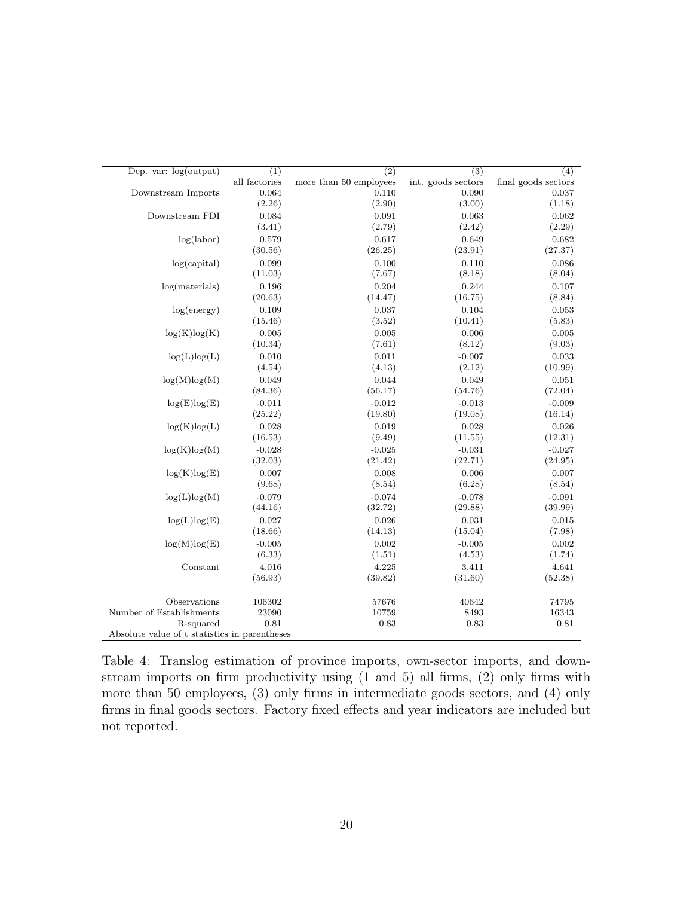| Dep. var: log(output) | (1) | (2) | (3) | (4) |
|---|---|---|---|---|
| | all factories | more than 50 employees | int. goods sectors | final goods sectors |
| Downstream Imports | 0.064 | 0.110 | 0.090 | 0.037 |
| | (2.26) | (2.90) | (3.00) | (1.18) |
| Downstream FDI | 0.084 | 0.091 | 0.063 | 0.062 |
| | (3.41) | (2.79) | (2.42) | (2.29) |
| log(labor) | 0.579 | 0.617 | 0.649 | 0.682 |
| | (30.56) | (26.25) | (23.91) | (27.37) |
| log(capital) | 0.099 | 0.100 | 0.110 | 0.086 |
| | (11.03) | (7.67) | (8.18) | (8.04) |
| log(materials) | 0.196 | 0.204 | 0.244 | 0.107 |
| | (20.63) | (14.47) | (16.75) | (8.84) |
| log(energy) | 0.109 | 0.037 | 0.104 | 0.053 |
| | (15.46) | (3.52) | (10.41) | (5.83) |
| log(K)log(K) | 0.005 | 0.005 | 0.006 | 0.005 |
| | (10.34) | (7.61) | (8.12) | (9.03) |
| log(L)log(L) | 0.010 | 0.011 | -0.007 | 0.033 |
| | (4.54) | (4.13) | (2.12) | (10.99) |
| log(M)log(M) | 0.049 | 0.044 | 0.049 | 0.051 |
| | (84.36) | (56.17) | (54.76) | (72.04) |
| log(E)log(E) | -0.011 | -0.012 | -0.013 | -0.009 |
| | (25.22) | (19.80) | (19.08) | (16.14) |
| log(K)log(L) | 0.028 | 0.019 | 0.028 | 0.026 |
| | (16.53) | (9.49) | (11.55) | (12.31) |
| log(K)log(M) | -0.028 | -0.025 | -0.031 | -0.027 |
| | (32.03) | (21.42) | (22.71) | (24.95) |
| log(K)log(E) | 0.007 | 0.008 | 0.006 | 0.007 |
| | (9.68) | (8.54) | (6.28) | (8.54) |
| log(L)log(M) | -0.079 | -0.074 | -0.078 | -0.091 |
| | (44.16) | (32.72) | (29.88) | (39.99) |
| log(L)log(E) | 0.027 | 0.026 | 0.031 | 0.015 |
| | (18.66) | (14.13) | (15.04) | (7.98) |
| log(M)log(E) | -0.005 | 0.002 | -0.005 | 0.002 |
| | (6.33) | (1.51) | (4.53) | (1.74) |
| Constant | 4.016 | 4.225 | 3.411 | 4.641 |
| | (56.93) | (39.82) | (31.60) | (52.38) |
| Observations | 106302 | 57676 | 40642 | 74795 |
| Number of Establishments | 23090 | 10759 | 8493 | 16343 |
| R-squared | 0.81 | 0.83 | 0.83 | 0.81 |
| Absolute value of t statistics in parentheses | | | | |

Table 4: Translog estimation of province imports, own-sector imports, and downstream imports on firm productivity using (1 and 5) all firms, (2) only firms with more than 50 employees, (3) only firms in intermediate goods sectors, and (4) only firms in final goods sectors. Factory fixed effects and year indicators are included but not reported.